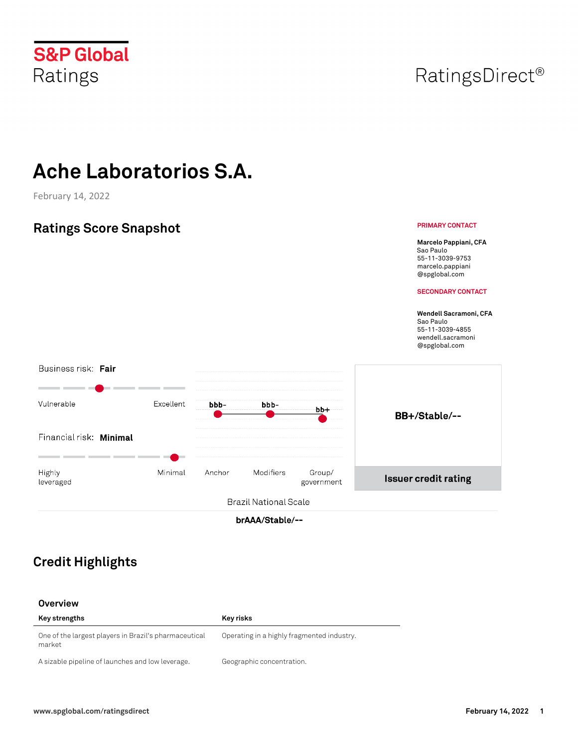S&P Global Ratings

RatingsDirect®

# Ache Laboratorios S.A.

February 14, 2022

## Ratings Score Snapshot

**PRIMARY CONTACT**

**Marcelo Pappiani, CFA**
Sao Paulo
55-11-3039-9753
marcelo.pappiani@spglobal.com

**SECONDARY CONTACT**

**Wendell Sacramoni, CFA**
Sao Paulo
55-11-3039-4855
wendell.sacramoni@spglobal.com

Business risk: **Fair**

Vulnerable — Excellent

Financial risk: **Minimal**

Highly leveraged — Minimal

| Anchor | Modifiers | Group/government |
|---|---|---|
| bbb- | bbb- | bb+ |

**BB+/Stable/--**

**Issuer credit rating**

Brazil National Scale

**brAAA/Stable/--**

## Credit Highlights

### Overview

| Key strengths | Key risks |
|---|---|
| One of the largest players in Brazil's pharmaceutical market | Operating in a highly fragmented industry. |
| A sizable pipeline of launches and low leverage. | Geographic concentration. |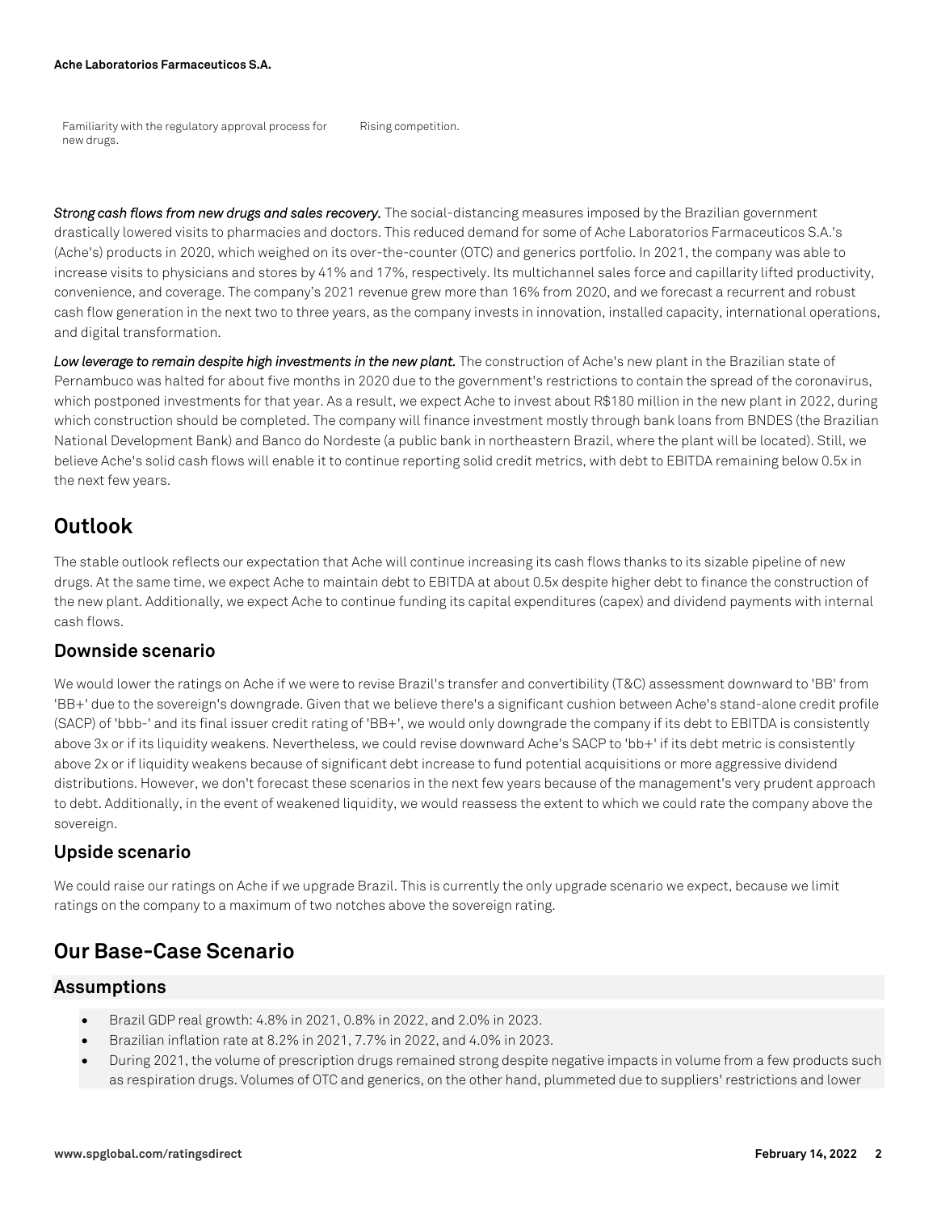| | |
|---|---|
| Familiarity with the regulatory approval process for new drugs. | Rising competition. |

***Strong cash flows from new drugs and sales recovery.*** The social-distancing measures imposed by the Brazilian government drastically lowered visits to pharmacies and doctors. This reduced demand for some of Ache Laboratorios Farmaceuticos S.A.'s (Ache's) products in 2020, which weighed on its over-the-counter (OTC) and generics portfolio. In 2021, the company was able to increase visits to physicians and stores by 41% and 17%, respectively. Its multichannel sales force and capillarity lifted productivity, convenience, and coverage. The company's 2021 revenue grew more than 16% from 2020, and we forecast a recurrent and robust cash flow generation in the next two to three years, as the company invests in innovation, installed capacity, international operations, and digital transformation.

***Low leverage to remain despite high investments in the new plant.*** The construction of Ache's new plant in the Brazilian state of Pernambuco was halted for about five months in 2020 due to the government's restrictions to contain the spread of the coronavirus, which postponed investments for that year. As a result, we expect Ache to invest about R$180 million in the new plant in 2022, during which construction should be completed. The company will finance investment mostly through bank loans from BNDES (the Brazilian National Development Bank) and Banco do Nordeste (a public bank in northeastern Brazil, where the plant will be located). Still, we believe Ache's solid cash flows will enable it to continue reporting solid credit metrics, with debt to EBITDA remaining below 0.5x in the next few years.

## Outlook

The stable outlook reflects our expectation that Ache will continue increasing its cash flows thanks to its sizable pipeline of new drugs. At the same time, we expect Ache to maintain debt to EBITDA at about 0.5x despite higher debt to finance the construction of the new plant. Additionally, we expect Ache to continue funding its capital expenditures (capex) and dividend payments with internal cash flows.

### Downside scenario

We would lower the ratings on Ache if we were to revise Brazil's transfer and convertibility (T&C) assessment downward to 'BB' from 'BB+' due to the sovereign's downgrade. Given that we believe there's a significant cushion between Ache's stand-alone credit profile (SACP) of 'bbb-' and its final issuer credit rating of 'BB+', we would only downgrade the company if its debt to EBITDA is consistently above 3x or if its liquidity weakens. Nevertheless, we could revise downward Ache's SACP to 'bb+' if its debt metric is consistently above 2x or if liquidity weakens because of significant debt increase to fund potential acquisitions or more aggressive dividend distributions. However, we don't forecast these scenarios in the next few years because of the management's very prudent approach to debt. Additionally, in the event of weakened liquidity, we would reassess the extent to which we could rate the company above the sovereign.

### Upside scenario

We could raise our ratings on Ache if we upgrade Brazil. This is currently the only upgrade scenario we expect, because we limit ratings on the company to a maximum of two notches above the sovereign rating.

## Our Base-Case Scenario

### Assumptions

- Brazil GDP real growth: 4.8% in 2021, 0.8% in 2022, and 2.0% in 2023.
- Brazilian inflation rate at 8.2% in 2021, 7.7% in 2022, and 4.0% in 2023.
- During 2021, the volume of prescription drugs remained strong despite negative impacts in volume from a few products such as respiration drugs. Volumes of OTC and generics, on the other hand, plummeted due to suppliers' restrictions and lower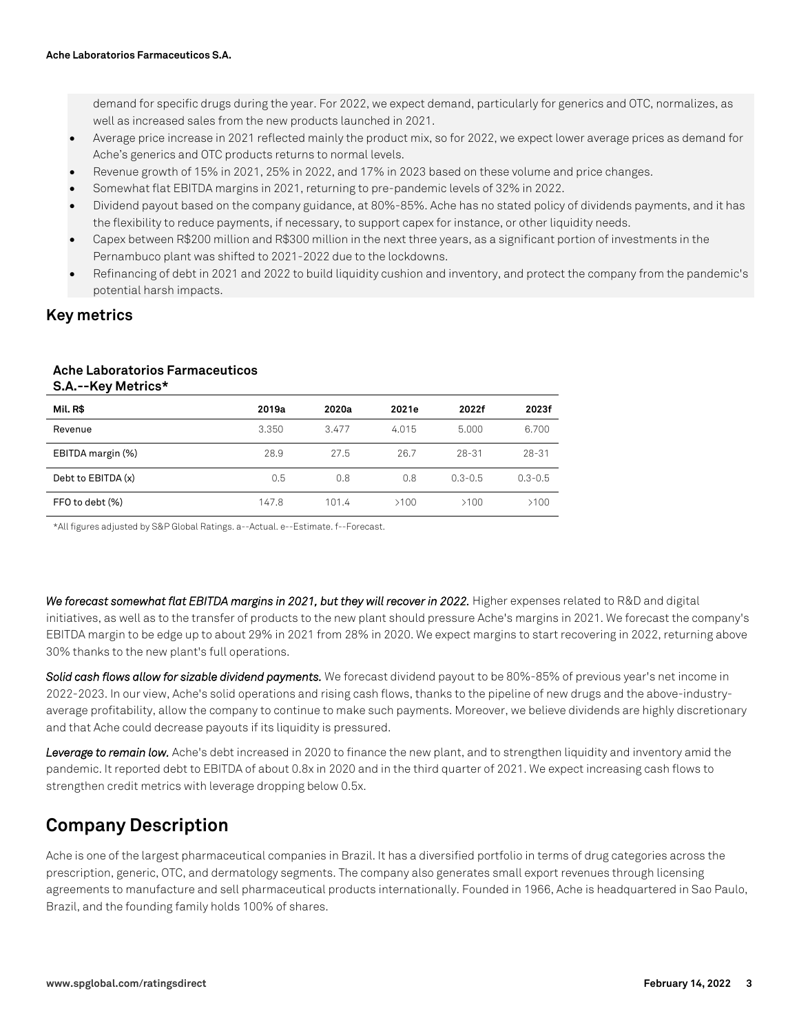demand for specific drugs during the year. For 2022, we expect demand, particularly for generics and OTC, normalizes, as well as increased sales from the new products launched in 2021.

- Average price increase in 2021 reflected mainly the product mix, so for 2022, we expect lower average prices as demand for Ache's generics and OTC products returns to normal levels.
- Revenue growth of 15% in 2021, 25% in 2022, and 17% in 2023 based on these volume and price changes.
- Somewhat flat EBITDA margins in 2021, returning to pre-pandemic levels of 32% in 2022.
- Dividend payout based on the company guidance, at 80%-85%. Ache has no stated policy of dividends payments, and it has the flexibility to reduce payments, if necessary, to support capex for instance, or other liquidity needs.
- Capex between R$200 million and R$300 million in the next three years, as a significant portion of investments in the Pernambuco plant was shifted to 2021-2022 due to the lockdowns.
- Refinancing of debt in 2021 and 2022 to build liquidity cushion and inventory, and protect the company from the pandemic's potential harsh impacts.

## Key metrics

**Ache Laboratorios Farmaceuticos S.A.--Key Metrics***

| Mil. R$ | 2019a | 2020a | 2021e | 2022f | 2023f |
|---|---|---|---|---|---|
| Revenue | 3.350 | 3.477 | 4.015 | 5.000 | 6.700 |
| EBITDA margin (%) | 28.9 | 27.5 | 26.7 | 28-31 | 28-31 |
| Debt to EBITDA (x) | 0.5 | 0.8 | 0.8 | 0.3-0.5 | 0.3-0.5 |
| FFO to debt (%) | 147.8 | 101.4 | >100 | >100 | >100 |

*All figures adjusted by S&P Global Ratings. a--Actual. e--Estimate. f--Forecast.

***We forecast somewhat flat EBITDA margins in 2021, but they will recover in 2022.*** Higher expenses related to R&D and digital initiatives, as well as to the transfer of products to the new plant should pressure Ache's margins in 2021. We forecast the company's EBITDA margin to be edge up to about 29% in 2021 from 28% in 2020. We expect margins to start recovering in 2022, returning above 30% thanks to the new plant's full operations.

***Solid cash flows allow for sizable dividend payments.*** We forecast dividend payout to be 80%-85% of previous year's net income in 2022-2023. In our view, Ache's solid operations and rising cash flows, thanks to the pipeline of new drugs and the above-industry-average profitability, allow the company to continue to make such payments. Moreover, we believe dividends are highly discretionary and that Ache could decrease payouts if its liquidity is pressured.

***Leverage to remain low.*** Ache's debt increased in 2020 to finance the new plant, and to strengthen liquidity and inventory amid the pandemic. It reported debt to EBITDA of about 0.8x in 2020 and in the third quarter of 2021. We expect increasing cash flows to strengthen credit metrics with leverage dropping below 0.5x.

# Company Description

Ache is one of the largest pharmaceutical companies in Brazil. It has a diversified portfolio in terms of drug categories across the prescription, generic, OTC, and dermatology segments. The company also generates small export revenues through licensing agreements to manufacture and sell pharmaceutical products internationally. Founded in 1966, Ache is headquartered in Sao Paulo, Brazil, and the founding family holds 100% of shares.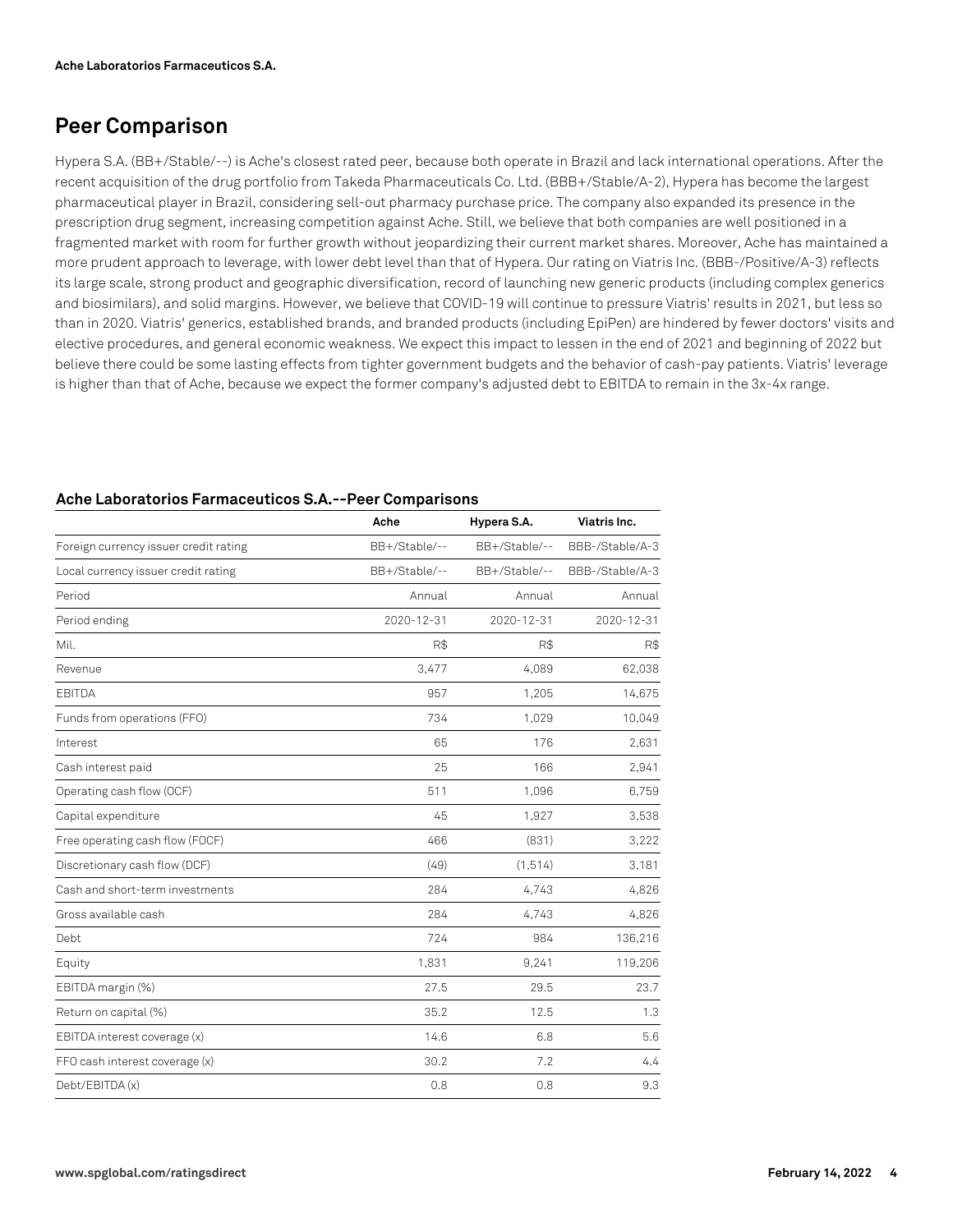## Peer Comparison

Hypera S.A. (BB+/Stable/--) is Ache's closest rated peer, because both operate in Brazil and lack international operations. After the recent acquisition of the drug portfolio from Takeda Pharmaceuticals Co. Ltd. (BBB+/Stable/A-2), Hypera has become the largest pharmaceutical player in Brazil, considering sell-out pharmacy purchase price. The company also expanded its presence in the prescription drug segment, increasing competition against Ache. Still, we believe that both companies are well positioned in a fragmented market with room for further growth without jeopardizing their current market shares. Moreover, Ache has maintained a more prudent approach to leverage, with lower debt level than that of Hypera. Our rating on Viatris Inc. (BBB-/Positive/A-3) reflects its large scale, strong product and geographic diversification, record of launching new generic products (including complex generics and biosimilars), and solid margins. However, we believe that COVID-19 will continue to pressure Viatris' results in 2021, but less so than in 2020. Viatris' generics, established brands, and branded products (including EpiPen) are hindered by fewer doctors' visits and elective procedures, and general economic weakness. We expect this impact to lessen in the end of 2021 and beginning of 2022 but believe there could be some lasting effects from tighter government budgets and the behavior of cash-pay patients. Viatris' leverage is higher than that of Ache, because we expect the former company's adjusted debt to EBITDA to remain in the 3x-4x range.

**Ache Laboratorios Farmaceuticos S.A.--Peer Comparisons**

| | Ache | Hypera S.A. | Viatris Inc. |
|---|---|---|---|
| Foreign currency issuer credit rating | BB+/Stable/-- | BB+/Stable/-- | BBB-/Stable/A-3 |
| Local currency issuer credit rating | BB+/Stable/-- | BB+/Stable/-- | BBB-/Stable/A-3 |
| Period | Annual | Annual | Annual |
| Period ending | 2020-12-31 | 2020-12-31 | 2020-12-31 |
| Mil. | R$ | R$ | R$ |
| Revenue | 3,477 | 4,089 | 62,038 |
| EBITDA | 957 | 1,205 | 14,675 |
| Funds from operations (FFO) | 734 | 1,029 | 10,049 |
| Interest | 65 | 176 | 2,631 |
| Cash interest paid | 25 | 166 | 2,941 |
| Operating cash flow (OCF) | 511 | 1,096 | 6,759 |
| Capital expenditure | 45 | 1,927 | 3,538 |
| Free operating cash flow (FOCF) | 466 | (831) | 3,222 |
| Discretionary cash flow (DCF) | (49) | (1,514) | 3,181 |
| Cash and short-term investments | 284 | 4,743 | 4,826 |
| Gross available cash | 284 | 4,743 | 4,826 |
| Debt | 724 | 984 | 136,216 |
| Equity | 1,831 | 9,241 | 119,206 |
| EBITDA margin (%) | 27.5 | 29.5 | 23.7 |
| Return on capital (%) | 35.2 | 12.5 | 1.3 |
| EBITDA interest coverage (x) | 14.6 | 6.8 | 5.6 |
| FFO cash interest coverage (x) | 30.2 | 7.2 | 4.4 |
| Debt/EBITDA (x) | 0.8 | 0.8 | 9.3 |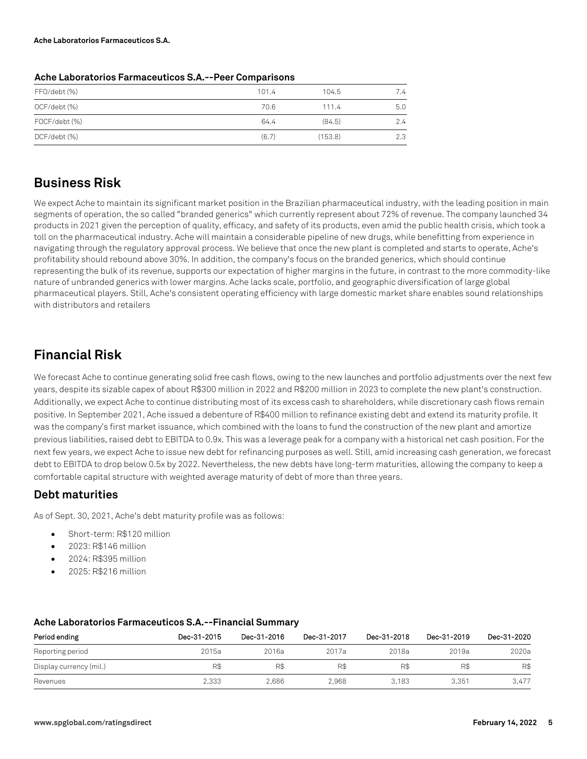**Ache Laboratorios Farmaceuticos S.A.--Peer Comparisons**

| | | | |
|---|---|---|---|
| FFO/debt (%) | 101.4 | 104.5 | 7.4 |
| OCF/debt (%) | 70.6 | 111.4 | 5.0 |
| FOCF/debt (%) | 64.4 | (84.5) | 2.4 |
| DCF/debt (%) | (6.7) | (153.8) | 2.3 |

# Business Risk

We expect Ache to maintain its significant market position in the Brazilian pharmaceutical industry, with the leading position in main segments of operation, the so called "branded generics" which currently represent about 72% of revenue. The company launched 34 products in 2021 given the perception of quality, efficacy, and safety of its products, even amid the public health crisis, which took a toll on the pharmaceutical industry. Ache will maintain a considerable pipeline of new drugs, while benefitting from experience in navigating through the regulatory approval process. We believe that once the new plant is completed and starts to operate, Ache's profitability should rebound above 30%. In addition, the company's focus on the branded generics, which should continue representing the bulk of its revenue, supports our expectation of higher margins in the future, in contrast to the more commodity-like nature of unbranded generics with lower margins. Ache lacks scale, portfolio, and geographic diversification of large global pharmaceutical players. Still, Ache's consistent operating efficiency with large domestic market share enables sound relationships with distributors and retailers

# Financial Risk

We forecast Ache to continue generating solid free cash flows, owing to the new launches and portfolio adjustments over the next few years, despite its sizable capex of about R$300 million in 2022 and R$200 million in 2023 to complete the new plant's construction. Additionally, we expect Ache to continue distributing most of its excess cash to shareholders, while discretionary cash flows remain positive. In September 2021, Ache issued a debenture of R$400 million to refinance existing debt and extend its maturity profile. It was the company's first market issuance, which combined with the loans to fund the construction of the new plant and amortize previous liabilities, raised debt to EBITDA to 0.9x. This was a leverage peak for a company with a historical net cash position. For the next few years, we expect Ache to issue new debt for refinancing purposes as well. Still, amid increasing cash generation, we forecast debt to EBITDA to drop below 0.5x by 2022. Nevertheless, the new debts have long-term maturities, allowing the company to keep a comfortable capital structure with weighted average maturity of debt of more than three years.

## Debt maturities

As of Sept. 30, 2021, Ache's debt maturity profile was as follows:

- Short-term: R$120 million
- 2023: R$146 million
- 2024: R$395 million
- 2025: R$216 million

**Ache Laboratorios Farmaceuticos S.A.--Financial Summary**

| Period ending | Dec-31-2015 | Dec-31-2016 | Dec-31-2017 | Dec-31-2018 | Dec-31-2019 | Dec-31-2020 |
|---|---|---|---|---|---|---|
| Reporting period | 2015a | 2016a | 2017a | 2018a | 2019a | 2020a |
| Display currency (mil.) | R$ | R$ | R$ | R$ | R$ | R$ |
| Revenues | 2,333 | 2,686 | 2,968 | 3,183 | 3,351 | 3,477 |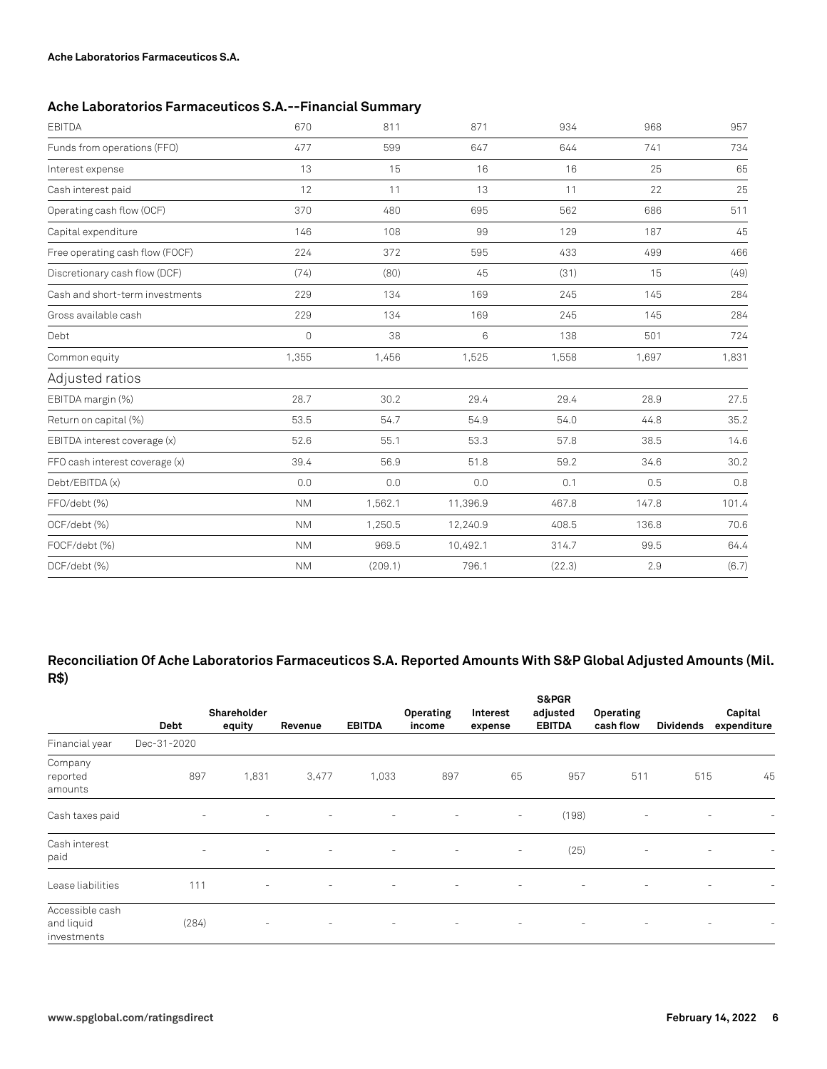## Ache Laboratorios Farmaceuticos S.A.--Financial Summary

| | | | | | | |
|---|---|---|---|---|---|---|
| EBITDA | 670 | 811 | 871 | 934 | 968 | 957 |
| Funds from operations (FFO) | 477 | 599 | 647 | 644 | 741 | 734 |
| Interest expense | 13 | 15 | 16 | 16 | 25 | 65 |
| Cash interest paid | 12 | 11 | 13 | 11 | 22 | 25 |
| Operating cash flow (OCF) | 370 | 480 | 695 | 562 | 686 | 511 |
| Capital expenditure | 146 | 108 | 99 | 129 | 187 | 45 |
| Free operating cash flow (FOCF) | 224 | 372 | 595 | 433 | 499 | 466 |
| Discretionary cash flow (DCF) | (74) | (80) | 45 | (31) | 15 | (49) |
| Cash and short-term investments | 229 | 134 | 169 | 245 | 145 | 284 |
| Gross available cash | 229 | 134 | 169 | 245 | 145 | 284 |
| Debt | 0 | 38 | 6 | 138 | 501 | 724 |
| Common equity | 1,355 | 1,456 | 1,525 | 1,558 | 1,697 | 1,831 |
| **Adjusted ratios** | | | | | | |
| EBITDA margin (%) | 28.7 | 30.2 | 29.4 | 29.4 | 28.9 | 27.5 |
| Return on capital (%) | 53.5 | 54.7 | 54.9 | 54.0 | 44.8 | 35.2 |
| EBITDA interest coverage (x) | 52.6 | 55.1 | 53.3 | 57.8 | 38.5 | 14.6 |
| FFO cash interest coverage (x) | 39.4 | 56.9 | 51.8 | 59.2 | 34.6 | 30.2 |
| Debt/EBITDA (x) | 0.0 | 0.0 | 0.0 | 0.1 | 0.5 | 0.8 |
| FFO/debt (%) | NM | 1,562.1 | 11,396.9 | 467.8 | 147.8 | 101.4 |
| OCF/debt (%) | NM | 1,250.5 | 12,240.9 | 408.5 | 136.8 | 70.6 |
| FOCF/debt (%) | NM | 969.5 | 10,492.1 | 314.7 | 99.5 | 64.4 |
| DCF/debt (%) | NM | (209.1) | 796.1 | (22.3) | 2.9 | (6.7) |

## Reconciliation Of Ache Laboratorios Farmaceuticos S.A. Reported Amounts With S&P Global Adjusted Amounts (Mil. R$)

| | Debt | Shareholder equity | Revenue | EBITDA | Operating income | Interest expense | S&PGR adjusted EBITDA | Operating cash flow | Dividends | Capital expenditure |
|---|---|---|---|---|---|---|---|---|---|---|
| Financial year | Dec-31-2020 | | | | | | | | | |
| Company reported amounts | 897 | 1,831 | 3,477 | 1,033 | 897 | 65 | 957 | 511 | 515 | 45 |
| Cash taxes paid | -- | -- | -- | -- | -- | -- | (198) | -- | -- | -- |
| Cash interest paid | -- | -- | -- | -- | -- | -- | (25) | -- | -- | -- |
| Lease liabilities | 111 | -- | -- | -- | -- | -- | -- | -- | -- | -- |
| Accessible cash and liquid investments | (284) | -- | -- | -- | -- | -- | -- | -- | -- | -- |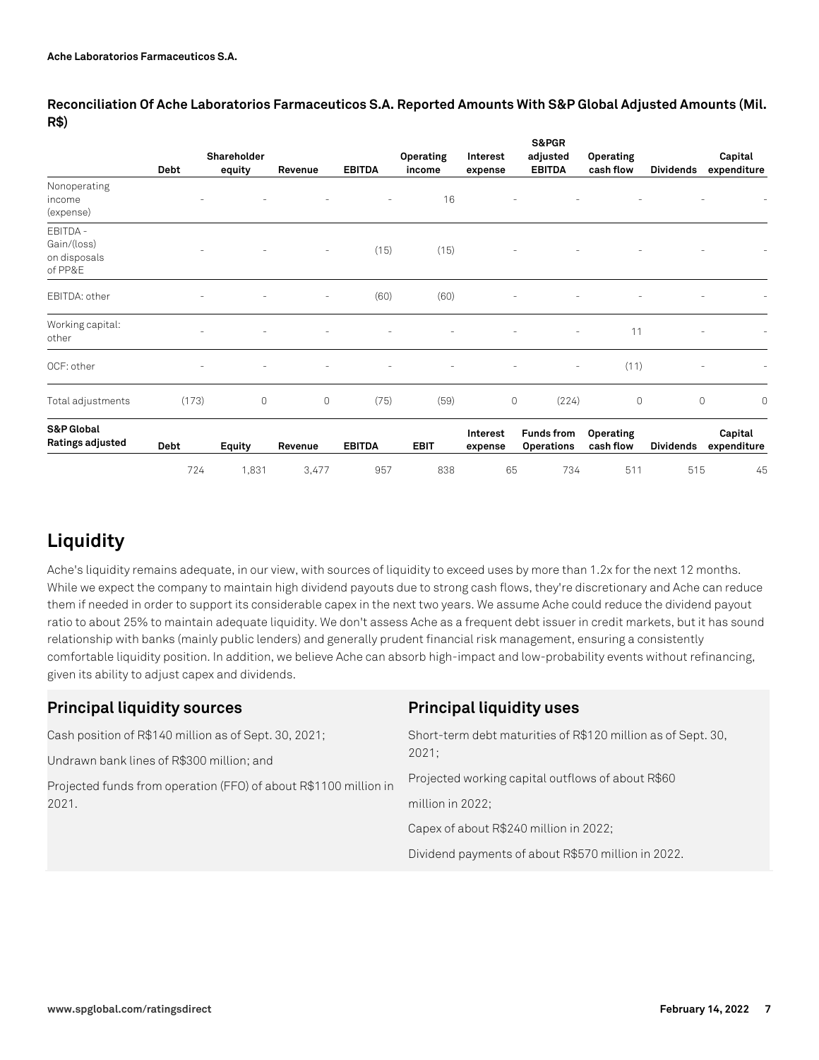**Reconciliation Of Ache Laboratorios Farmaceuticos S.A. Reported Amounts With S&P Global Adjusted Amounts (Mil. R$)**

| | Debt | Shareholder equity | Revenue | EBITDA | Operating income | Interest expense | S&PGR adjusted EBITDA | Operating cash flow | Dividends | Capital expenditure |
|---|---|---|---|---|---|---|---|---|---|---|
| Nonoperating income (expense) | - | - | - | - | 16 | - | - | - | - | - |
| EBITDA - Gain/(loss) on disposals of PP&E | - | - | - | (15) | (15) | - | - | - | - | - |
| EBITDA: other | - | - | - | (60) | (60) | - | - | - | - | - |
| Working capital: other | - | - | - | - | - | - | - | 11 | - | - |
| OCF: other | - | - | - | - | - | - | - | (11) | - | - |
| Total adjustments | (173) | 0 | 0 | (75) | (59) | 0 | (224) | 0 | 0 | 0 |
| **S&P Global Ratings adjusted** | **Debt** | **Equity** | **Revenue** | **EBITDA** | **EBIT** | **Interest expense** | **Funds from Operations** | **Operating cash flow** | **Dividends** | **Capital expenditure** |
| | 724 | 1,831 | 3,477 | 957 | 838 | 65 | 734 | 511 | 515 | 45 |

## Liquidity

Ache's liquidity remains adequate, in our view, with sources of liquidity to exceed uses by more than 1.2x for the next 12 months. While we expect the company to maintain high dividend payouts due to strong cash flows, they're discretionary and Ache can reduce them if needed in order to support its considerable capex in the next two years. We assume Ache could reduce the dividend payout ratio to about 25% to maintain adequate liquidity. We don't assess Ache as a frequent debt issuer in credit markets, but it has sound relationship with banks (mainly public lenders) and generally prudent financial risk management, ensuring a consistently comfortable liquidity position. In addition, we believe Ache can absorb high-impact and low-probability events without refinancing, given its ability to adjust capex and dividends.

### Principal liquidity sources

- Cash position of R$140 million as of Sept. 30, 2021;
- Undrawn bank lines of R$300 million; and
- Projected funds from operation (FFO) of about R$1100 million in 2021.

### Principal liquidity uses

- Short-term debt maturities of R$120 million as of Sept. 30, 2021;
- Projected working capital outflows of about R$60 million in 2022;
- Capex of about R$240 million in 2022;
- Dividend payments of about R$570 million in 2022.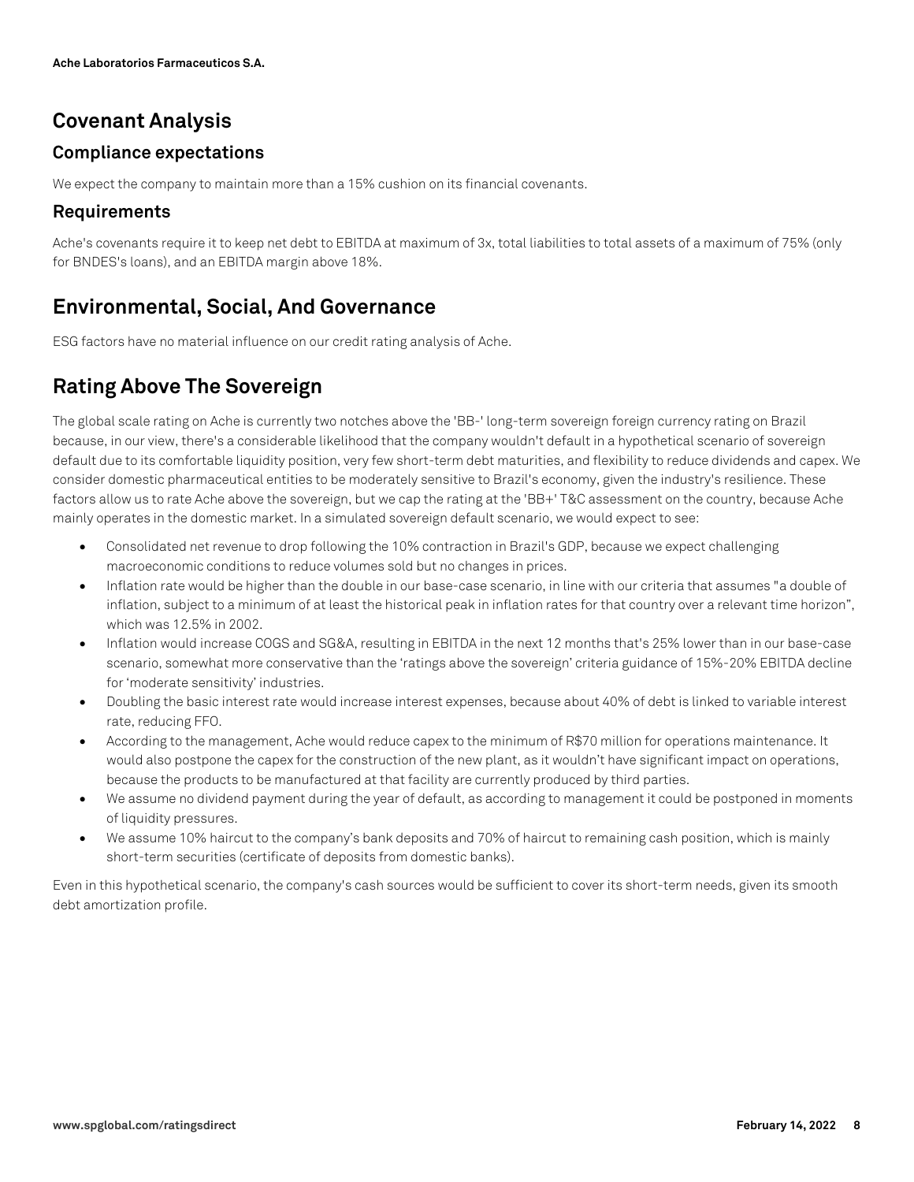## Covenant Analysis

### Compliance expectations

We expect the company to maintain more than a 15% cushion on its financial covenants.

### Requirements

Ache's covenants require it to keep net debt to EBITDA at maximum of 3x, total liabilities to total assets of a maximum of 75% (only for BNDES's loans), and an EBITDA margin above 18%.

## Environmental, Social, And Governance

ESG factors have no material influence on our credit rating analysis of Ache.

## Rating Above The Sovereign

The global scale rating on Ache is currently two notches above the 'BB-' long-term sovereign foreign currency rating on Brazil because, in our view, there's a considerable likelihood that the company wouldn't default in a hypothetical scenario of sovereign default due to its comfortable liquidity position, very few short-term debt maturities, and flexibility to reduce dividends and capex. We consider domestic pharmaceutical entities to be moderately sensitive to Brazil's economy, given the industry's resilience. These factors allow us to rate Ache above the sovereign, but we cap the rating at the 'BB+' T&C assessment on the country, because Ache mainly operates in the domestic market. In a simulated sovereign default scenario, we would expect to see:

- Consolidated net revenue to drop following the 10% contraction in Brazil's GDP, because we expect challenging macroeconomic conditions to reduce volumes sold but no changes in prices.
- Inflation rate would be higher than the double in our base-case scenario, in line with our criteria that assumes "a double of inflation, subject to a minimum of at least the historical peak in inflation rates for that country over a relevant time horizon", which was 12.5% in 2002.
- Inflation would increase COGS and SG&A, resulting in EBITDA in the next 12 months that's 25% lower than in our base-case scenario, somewhat more conservative than the 'ratings above the sovereign' criteria guidance of 15%-20% EBITDA decline for 'moderate sensitivity' industries.
- Doubling the basic interest rate would increase interest expenses, because about 40% of debt is linked to variable interest rate, reducing FFO.
- According to the management, Ache would reduce capex to the minimum of R$70 million for operations maintenance. It would also postpone the capex for the construction of the new plant, as it wouldn't have significant impact on operations, because the products to be manufactured at that facility are currently produced by third parties.
- We assume no dividend payment during the year of default, as according to management it could be postponed in moments of liquidity pressures.
- We assume 10% haircut to the company's bank deposits and 70% of haircut to remaining cash position, which is mainly short-term securities (certificate of deposits from domestic banks).

Even in this hypothetical scenario, the company's cash sources would be sufficient to cover its short-term needs, given its smooth debt amortization profile.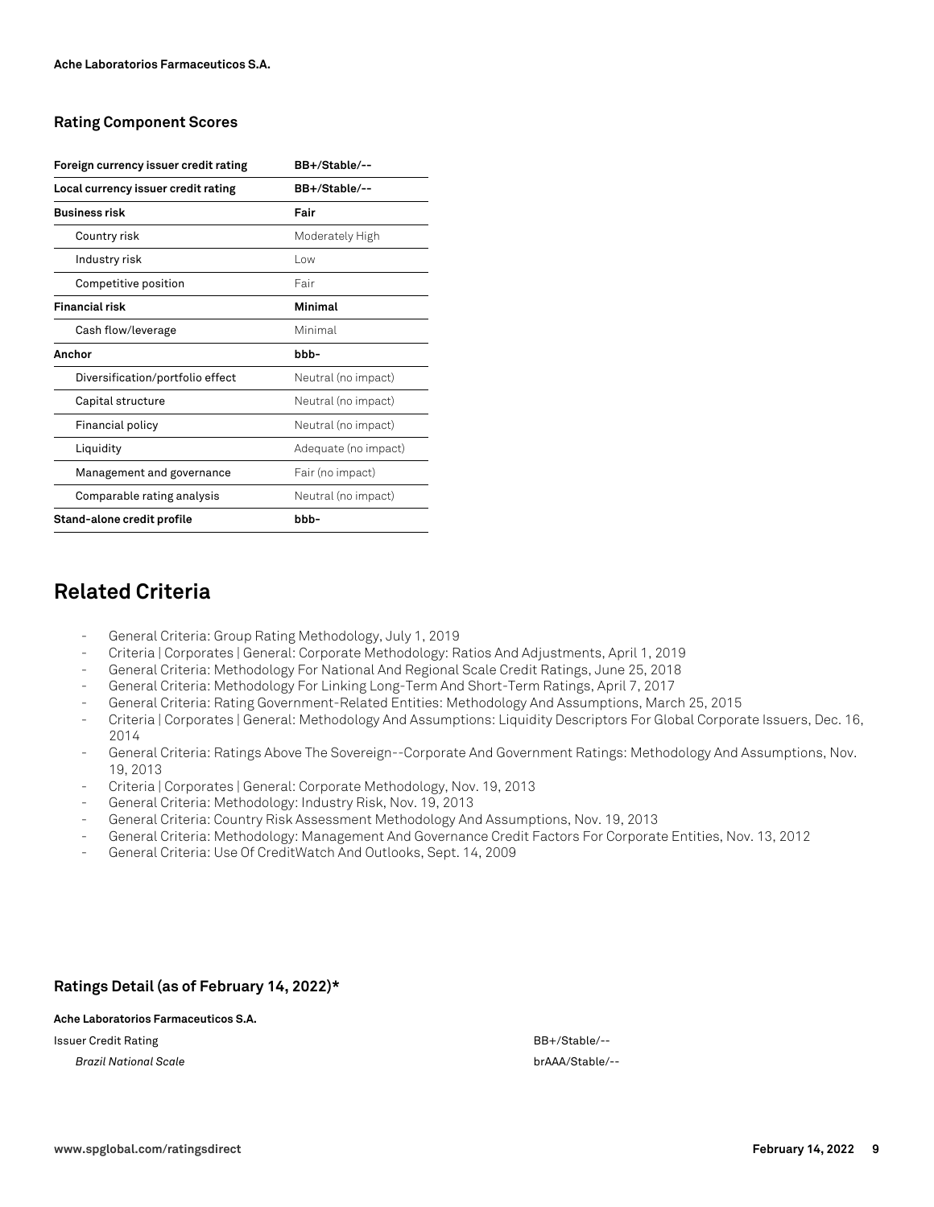### Rating Component Scores

| Foreign currency issuer credit rating | BB+/Stable/-- |
|---|---|
| Local currency issuer credit rating | BB+/Stable/-- |
| **Business risk** | **Fair** |
| Country risk | Moderately High |
| Industry risk | Low |
| Competitive position | Fair |
| **Financial risk** | **Minimal** |
| Cash flow/leverage | Minimal |
| **Anchor** | **bbb-** |
| Diversification/portfolio effect | Neutral (no impact) |
| Capital structure | Neutral (no impact) |
| Financial policy | Neutral (no impact) |
| Liquidity | Adequate (no impact) |
| Management and governance | Fair (no impact) |
| Comparable rating analysis | Neutral (no impact) |
| **Stand-alone credit profile** | **bbb-** |

# Related Criteria

- General Criteria: Group Rating Methodology, July 1, 2019
- Criteria | Corporates | General: Corporate Methodology: Ratios And Adjustments, April 1, 2019
- General Criteria: Methodology For National And Regional Scale Credit Ratings, June 25, 2018
- General Criteria: Methodology For Linking Long-Term And Short-Term Ratings, April 7, 2017
- General Criteria: Rating Government-Related Entities: Methodology And Assumptions, March 25, 2015
- Criteria | Corporates | General: Methodology And Assumptions: Liquidity Descriptors For Global Corporate Issuers, Dec. 16, 2014
- General Criteria: Ratings Above The Sovereign--Corporate And Government Ratings: Methodology And Assumptions, Nov. 19, 2013
- Criteria | Corporates | General: Corporate Methodology, Nov. 19, 2013
- General Criteria: Methodology: Industry Risk, Nov. 19, 2013
- General Criteria: Country Risk Assessment Methodology And Assumptions, Nov. 19, 2013
- General Criteria: Methodology: Management And Governance Credit Factors For Corporate Entities, Nov. 13, 2012
- General Criteria: Use Of CreditWatch And Outlooks, Sept. 14, 2009

### Ratings Detail (as of February 14, 2022)*

| **Ache Laboratorios Farmaceuticos S.A.** | |
|---|---|
| Issuer Credit Rating | BB+/Stable/-- |
| *Brazil National Scale* | brAAA/Stable/-- |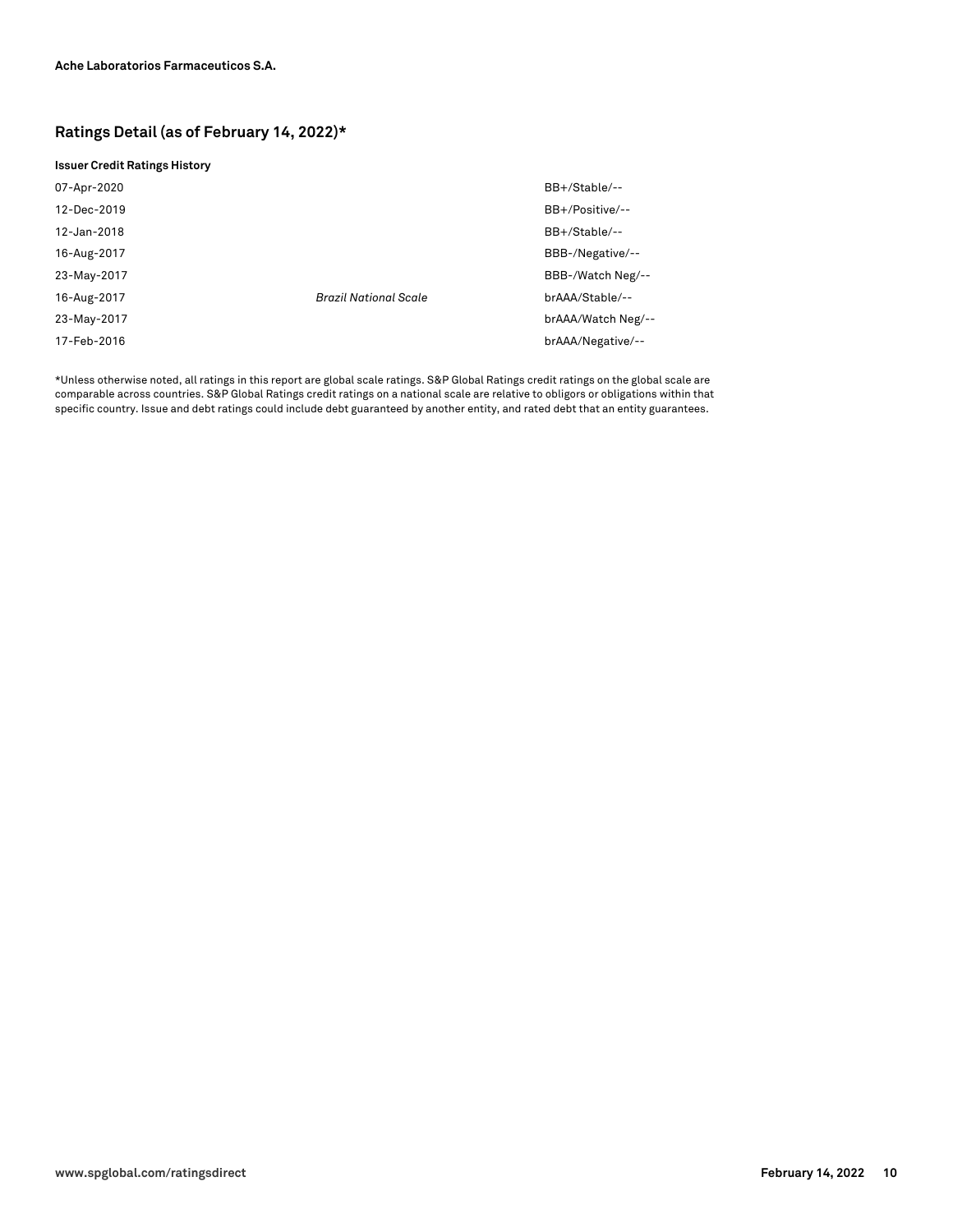## Ratings Detail (as of February 14, 2022)*

**Issuer Credit Ratings History**

| | | |
|---|---|---|
| 07-Apr-2020 | | BB+/Stable/-- |
| 12-Dec-2019 | | BB+/Positive/-- |
| 12-Jan-2018 | | BB+/Stable/-- |
| 16-Aug-2017 | | BBB-/Negative/-- |
| 23-May-2017 | | BBB-/Watch Neg/-- |
| 16-Aug-2017 | *Brazil National Scale* | brAAA/Stable/-- |
| 23-May-2017 | | brAAA/Watch Neg/-- |
| 17-Feb-2016 | | brAAA/Negative/-- |

*Unless otherwise noted, all ratings in this report are global scale ratings. S&P Global Ratings credit ratings on the global scale are comparable across countries. S&P Global Ratings credit ratings on a national scale are relative to obligors or obligations within that specific country. Issue and debt ratings could include debt guaranteed by another entity, and rated debt that an entity guarantees.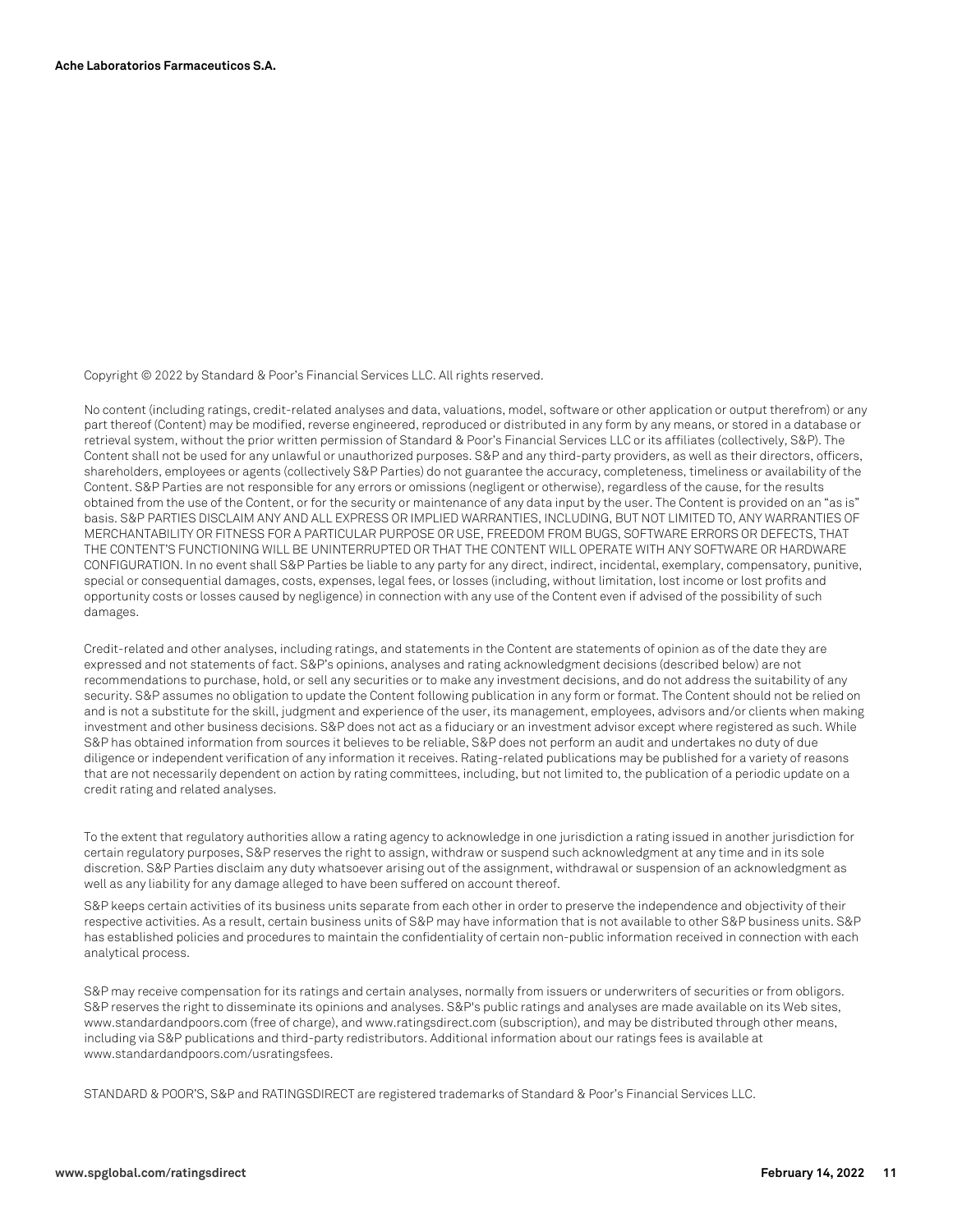Copyright © 2022 by Standard & Poor's Financial Services LLC. All rights reserved.

No content (including ratings, credit-related analyses and data, valuations, model, software or other application or output therefrom) or any part thereof (Content) may be modified, reverse engineered, reproduced or distributed in any form by any means, or stored in a database or retrieval system, without the prior written permission of Standard & Poor's Financial Services LLC or its affiliates (collectively, S&P). The Content shall not be used for any unlawful or unauthorized purposes. S&P and any third-party providers, as well as their directors, officers, shareholders, employees or agents (collectively S&P Parties) do not guarantee the accuracy, completeness, timeliness or availability of the Content. S&P Parties are not responsible for any errors or omissions (negligent or otherwise), regardless of the cause, for the results obtained from the use of the Content, or for the security or maintenance of any data input by the user. The Content is provided on an "as is" basis. S&P PARTIES DISCLAIM ANY AND ALL EXPRESS OR IMPLIED WARRANTIES, INCLUDING, BUT NOT LIMITED TO, ANY WARRANTIES OF MERCHANTABILITY OR FITNESS FOR A PARTICULAR PURPOSE OR USE, FREEDOM FROM BUGS, SOFTWARE ERRORS OR DEFECTS, THAT THE CONTENT'S FUNCTIONING WILL BE UNINTERRUPTED OR THAT THE CONTENT WILL OPERATE WITH ANY SOFTWARE OR HARDWARE CONFIGURATION. In no event shall S&P Parties be liable to any party for any direct, indirect, incidental, exemplary, compensatory, punitive, special or consequential damages, costs, expenses, legal fees, or losses (including, without limitation, lost income or lost profits and opportunity costs or losses caused by negligence) in connection with any use of the Content even if advised of the possibility of such damages.

Credit-related and other analyses, including ratings, and statements in the Content are statements of opinion as of the date they are expressed and not statements of fact. S&P's opinions, analyses and rating acknowledgment decisions (described below) are not recommendations to purchase, hold, or sell any securities or to make any investment decisions, and do not address the suitability of any security. S&P assumes no obligation to update the Content following publication in any form or format. The Content should not be relied on and is not a substitute for the skill, judgment and experience of the user, its management, employees, advisors and/or clients when making investment and other business decisions. S&P does not act as a fiduciary or an investment advisor except where registered as such. While S&P has obtained information from sources it believes to be reliable, S&P does not perform an audit and undertakes no duty of due diligence or independent verification of any information it receives. Rating-related publications may be published for a variety of reasons that are not necessarily dependent on action by rating committees, including, but not limited to, the publication of a periodic update on a credit rating and related analyses.

To the extent that regulatory authorities allow a rating agency to acknowledge in one jurisdiction a rating issued in another jurisdiction for certain regulatory purposes, S&P reserves the right to assign, withdraw or suspend such acknowledgment at any time and in its sole discretion. S&P Parties disclaim any duty whatsoever arising out of the assignment, withdrawal or suspension of an acknowledgment as well as any liability for any damage alleged to have been suffered on account thereof.

S&P keeps certain activities of its business units separate from each other in order to preserve the independence and objectivity of their respective activities. As a result, certain business units of S&P may have information that is not available to other S&P business units. S&P has established policies and procedures to maintain the confidentiality of certain non-public information received in connection with each analytical process.

S&P may receive compensation for its ratings and certain analyses, normally from issuers or underwriters of securities or from obligors. S&P reserves the right to disseminate its opinions and analyses. S&P's public ratings and analyses are made available on its Web sites, www.standardandpoors.com (free of charge), and www.ratingsdirect.com (subscription), and may be distributed through other means, including via S&P publications and third-party redistributors. Additional information about our ratings fees is available at www.standardandpoors.com/usratingsfees.

STANDARD & POOR'S, S&P and RATINGSDIRECT are registered trademarks of Standard & Poor's Financial Services LLC.